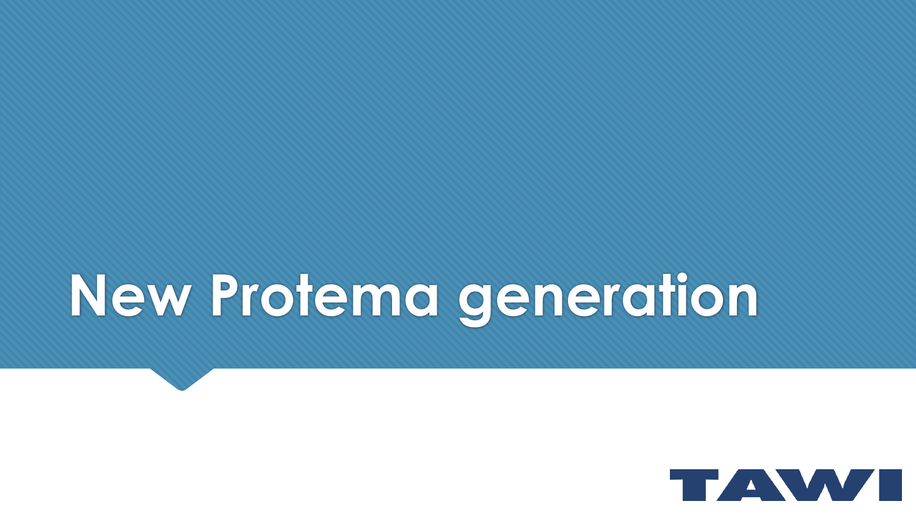# New Protema generation

TAWI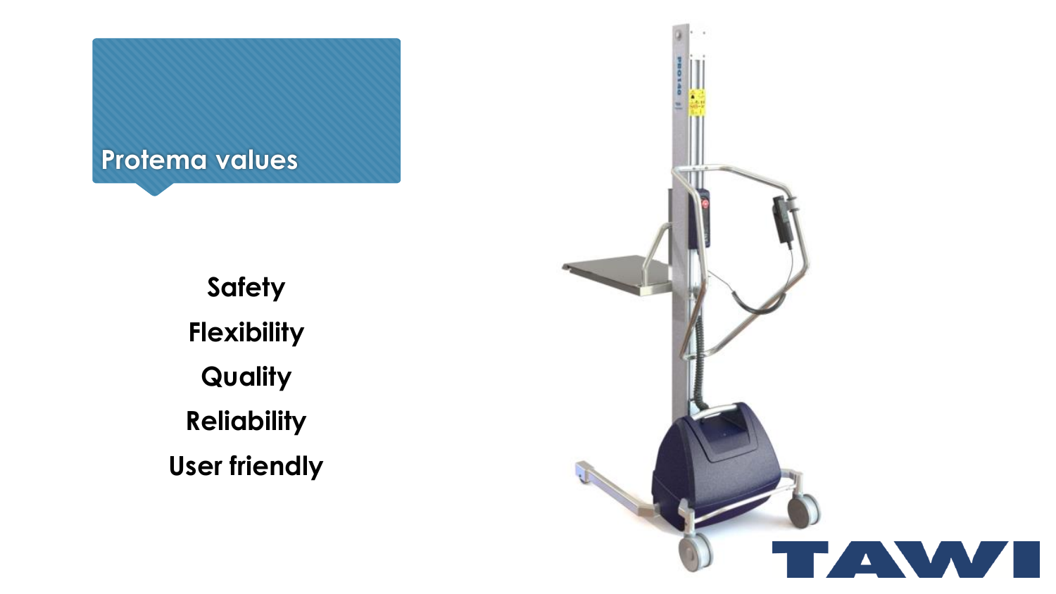# Protema values

**Safety**

**Flexibility**

**Quality**

**Reliability**

**User friendly**

TAWI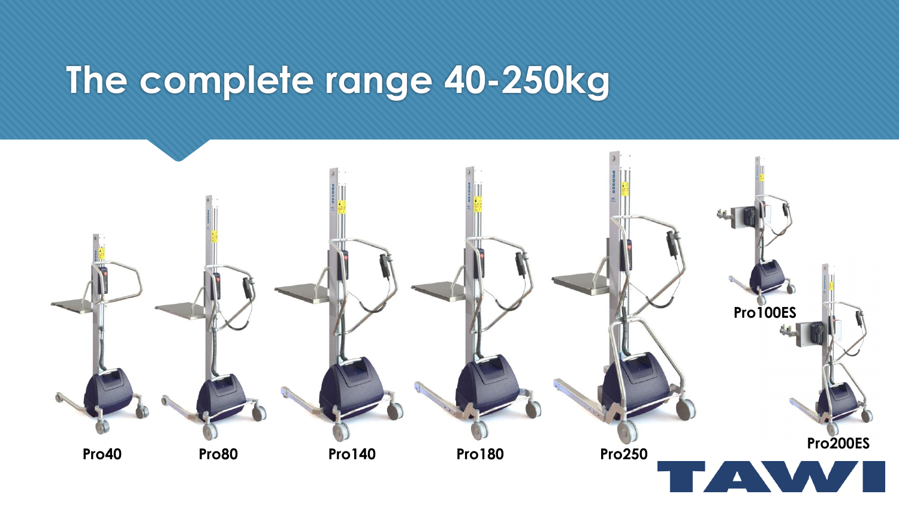# The complete range 40-250kg

Pro40

Pro80

Pro140

Pro180

Pro250

Pro100ES

Pro200ES

TAWI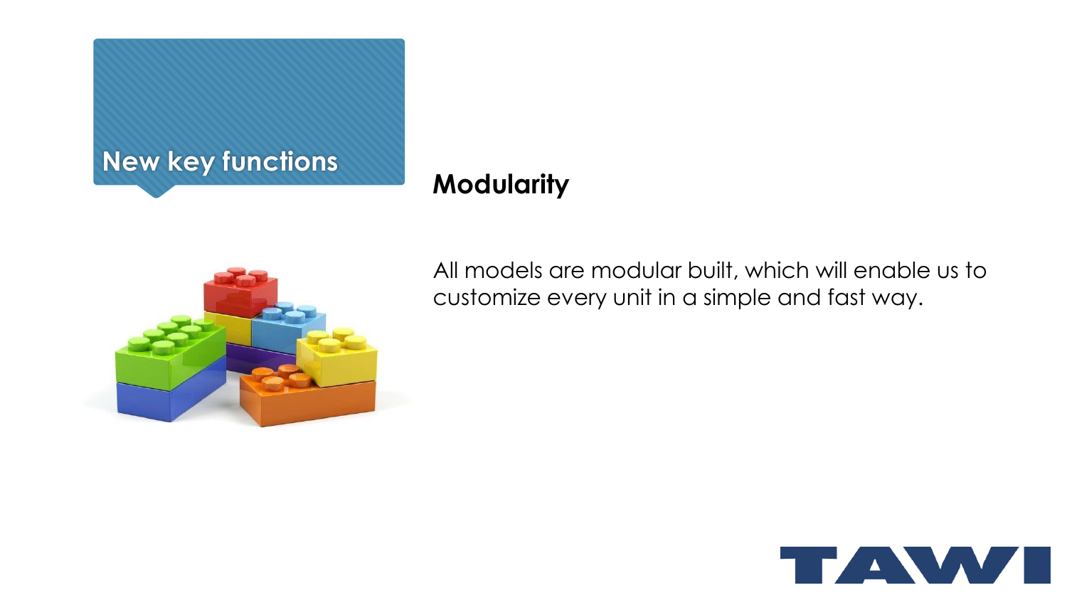## New key functions

### Modularity

All models are modular built, which will enable us to customize every unit in a simple and fast way.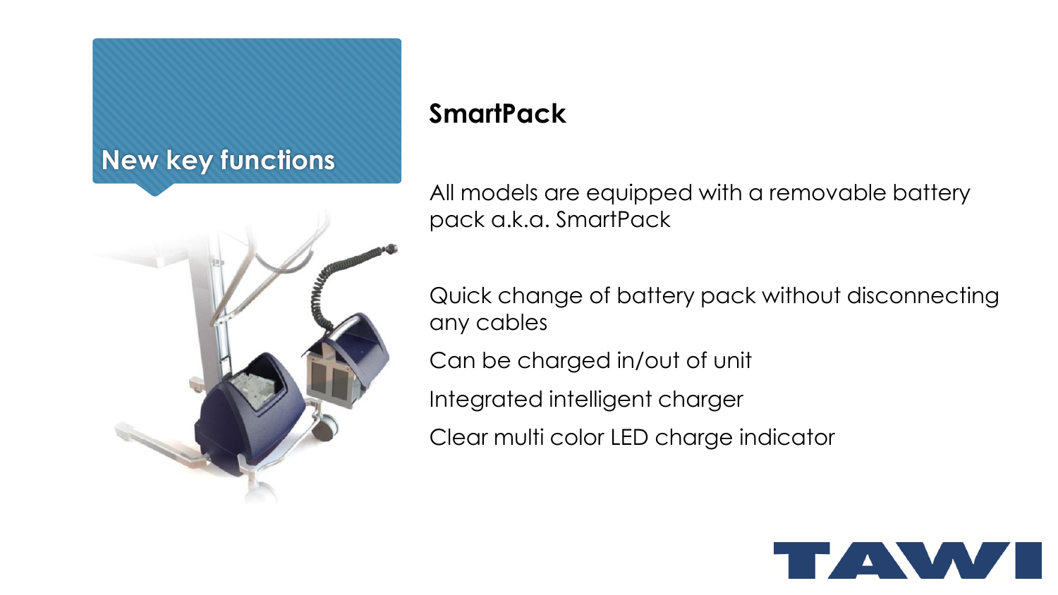## New key functions

### SmartPack

All models are equipped with a removable battery pack a.k.a. SmartPack

Quick change of battery pack without disconnecting any cables

Can be charged in/out of unit

Integrated intelligent charger

Clear multi color LED charge indicator

TAWI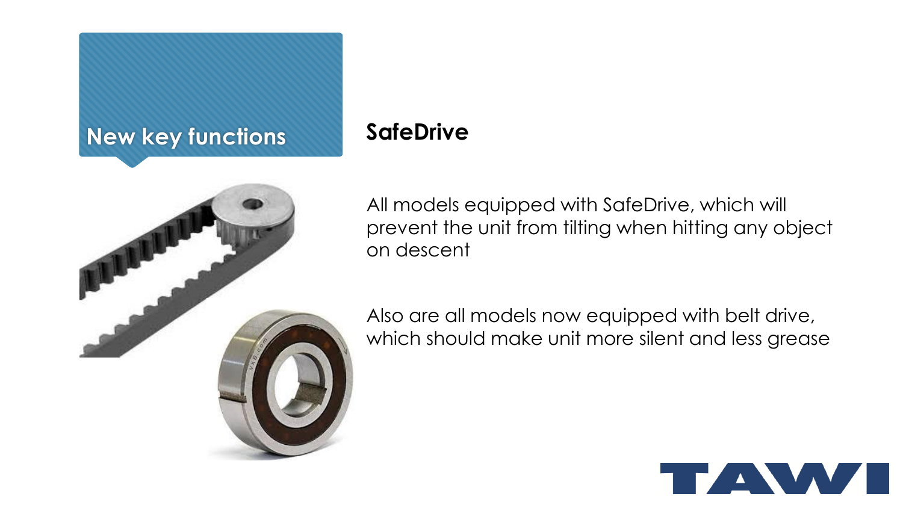## New key functions

### SafeDrive

All models equipped with SafeDrive, which will prevent the unit from tilting when hitting any object on descent

Also are all models now equipped with belt drive, which should make unit more silent and less grease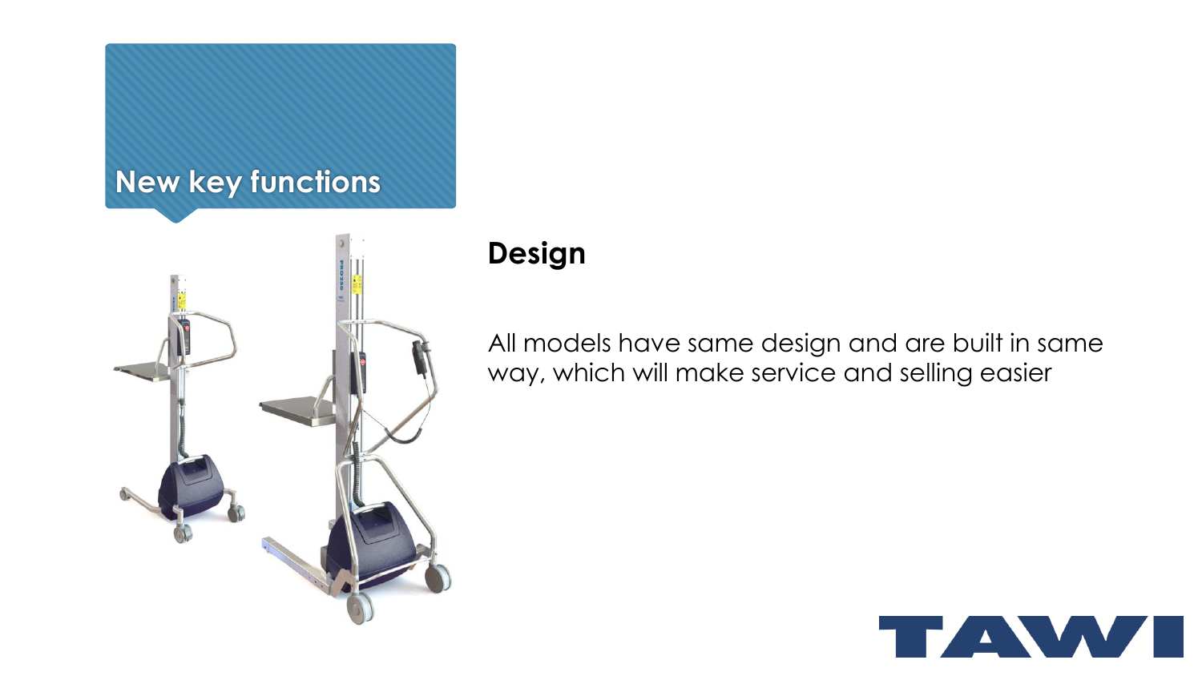## New key functions

### Design

All models have same design and are built in same way, which will make service and selling easier

TAWI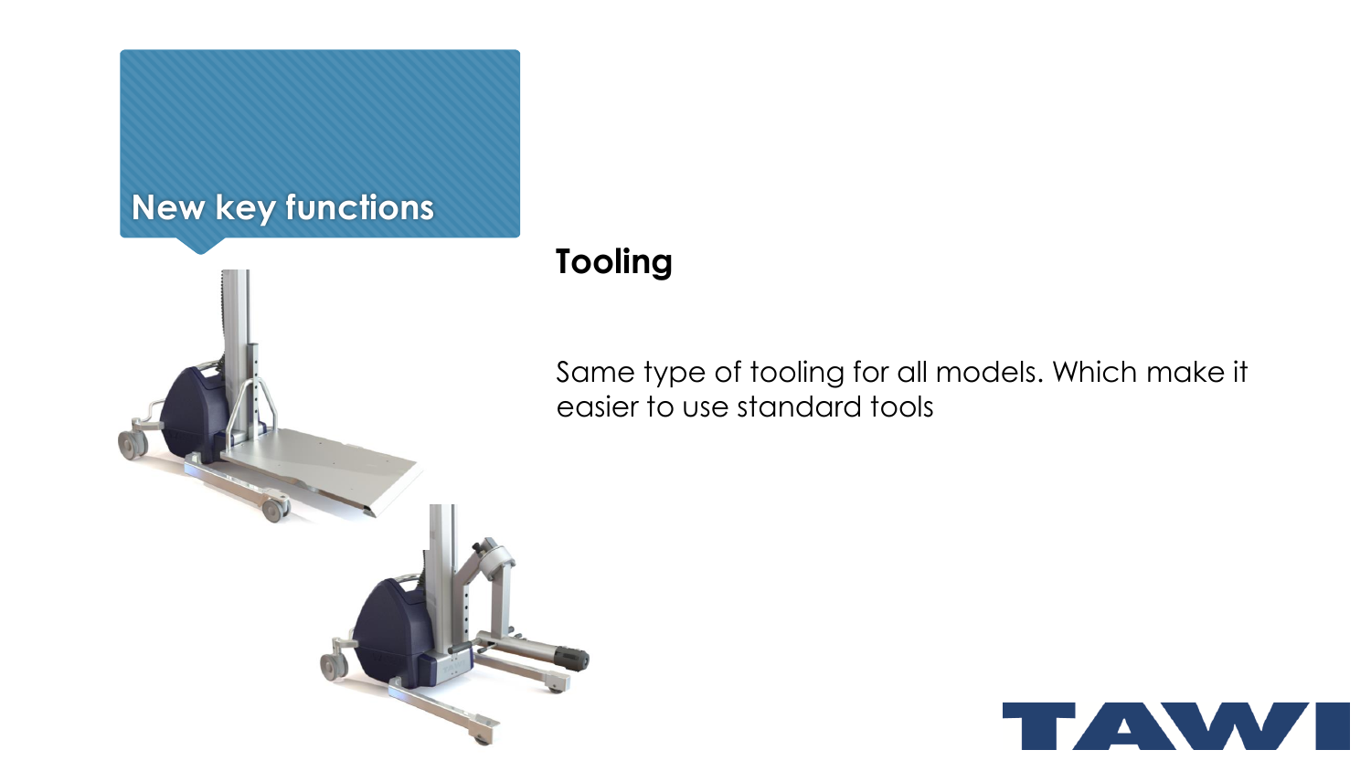## New key functions

### Tooling

Same type of tooling for all models. Which make it easier to use standard tools

TAWI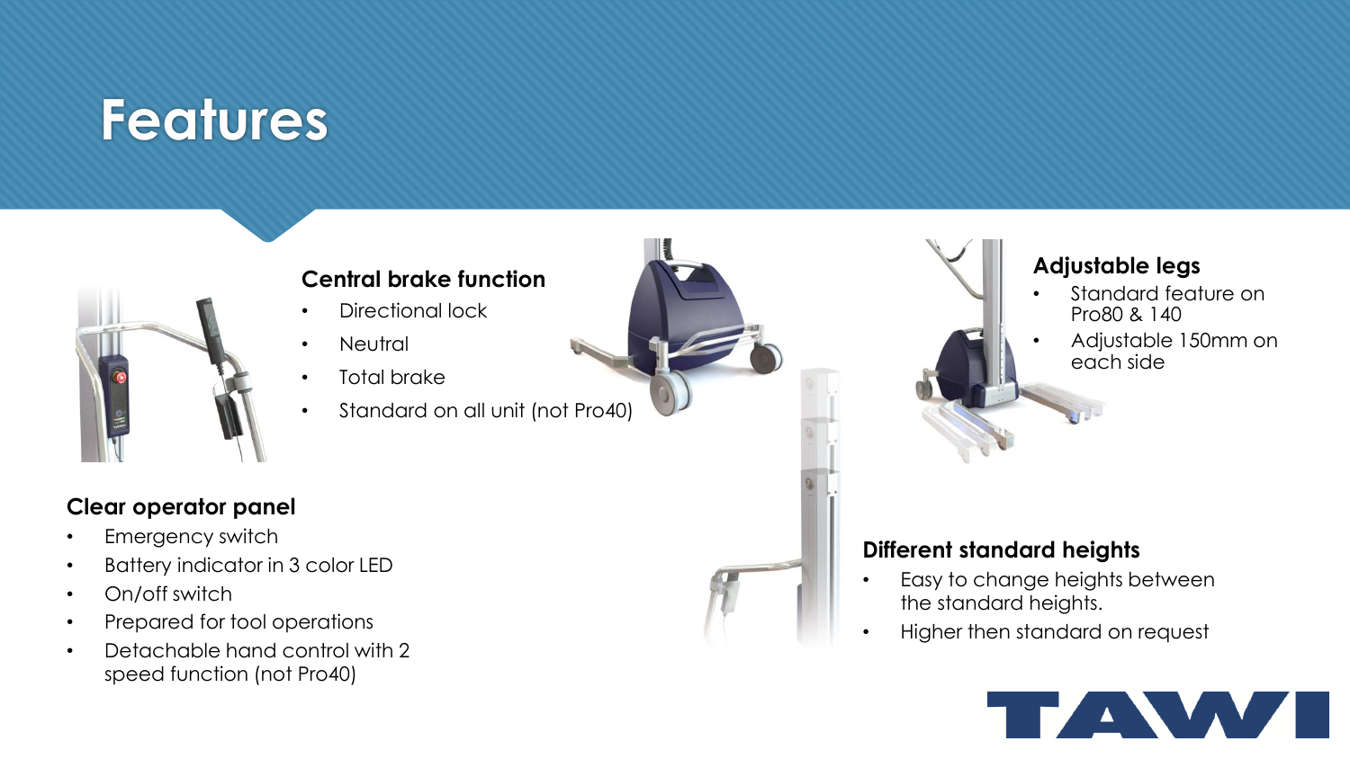# Features

### Central brake function

- Directional lock
- Neutral
- Total brake
- Standard on all unit (not Pro40)

### Clear operator panel

- Emergency switch
- Battery indicator in 3 color LED
- On/off switch
- Prepared for tool operations
- Detachable hand control with 2 speed function (not Pro40)

### Adjustable legs

- Standard feature on Pro80 & 140
- Adjustable 150mm on each side

### Different standard heights

- Easy to change heights between the standard heights.
- Higher then standard on request

TAWI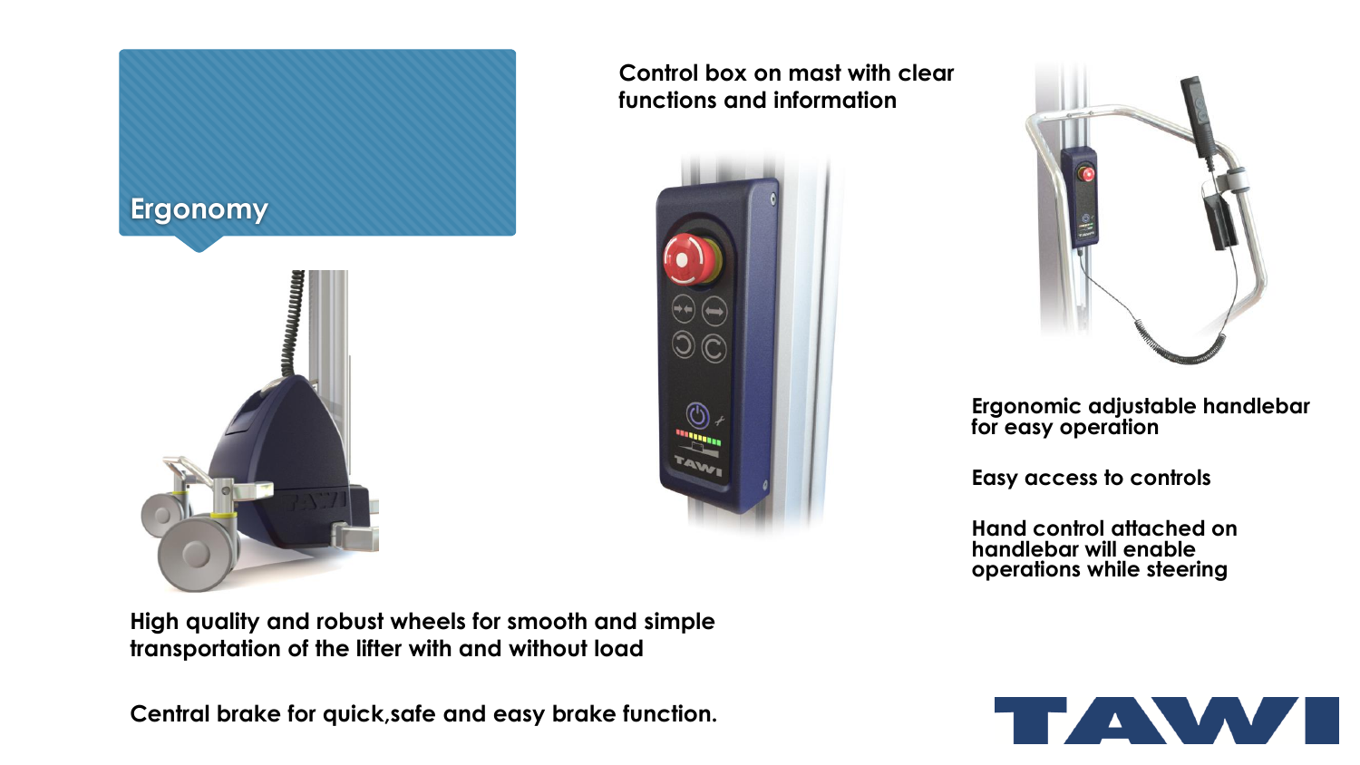## Ergonomy

Control box on mast with clear functions and information

Ergonomic adjustable handlebar for easy operation

Easy access to controls

Hand control attached on handlebar will enable operations while steering

High quality and robust wheels for smooth and simple transportation of the lifter with and without load

Central brake for quick,safe and easy brake function.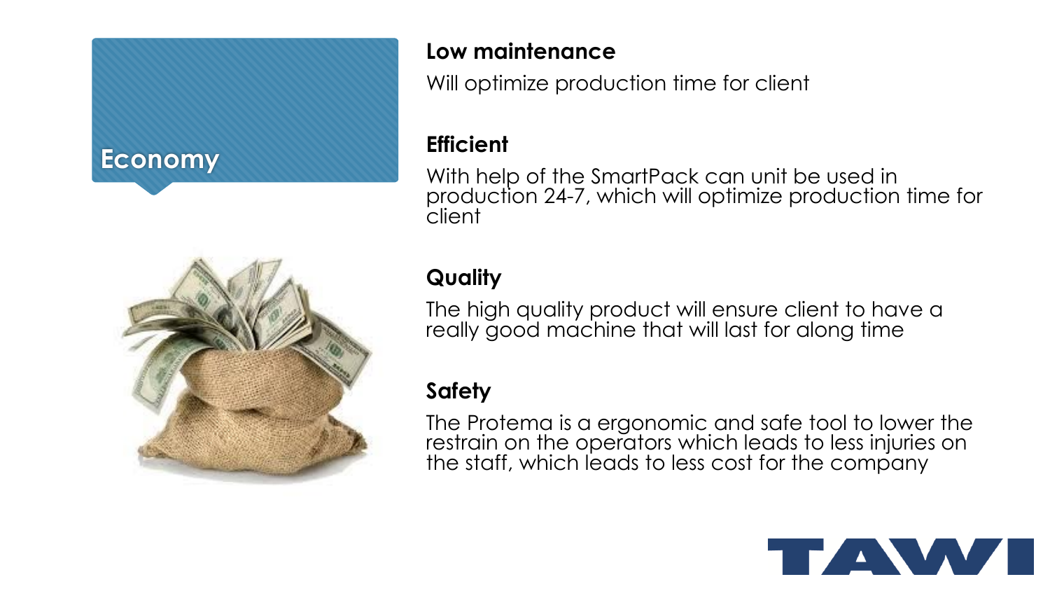# Economy

**Low maintenance**

Will optimize production time for client

**Efficient**

With help of the SmartPack can unit be used in production 24-7, which will optimize production time for client

**Quality**

The high quality product will ensure client to have a really good machine that will last for along time

**Safety**

The Protema is a ergonomic and safe tool to lower the restrain on the operators which leads to less injuries on the staff, which leads to less cost for the company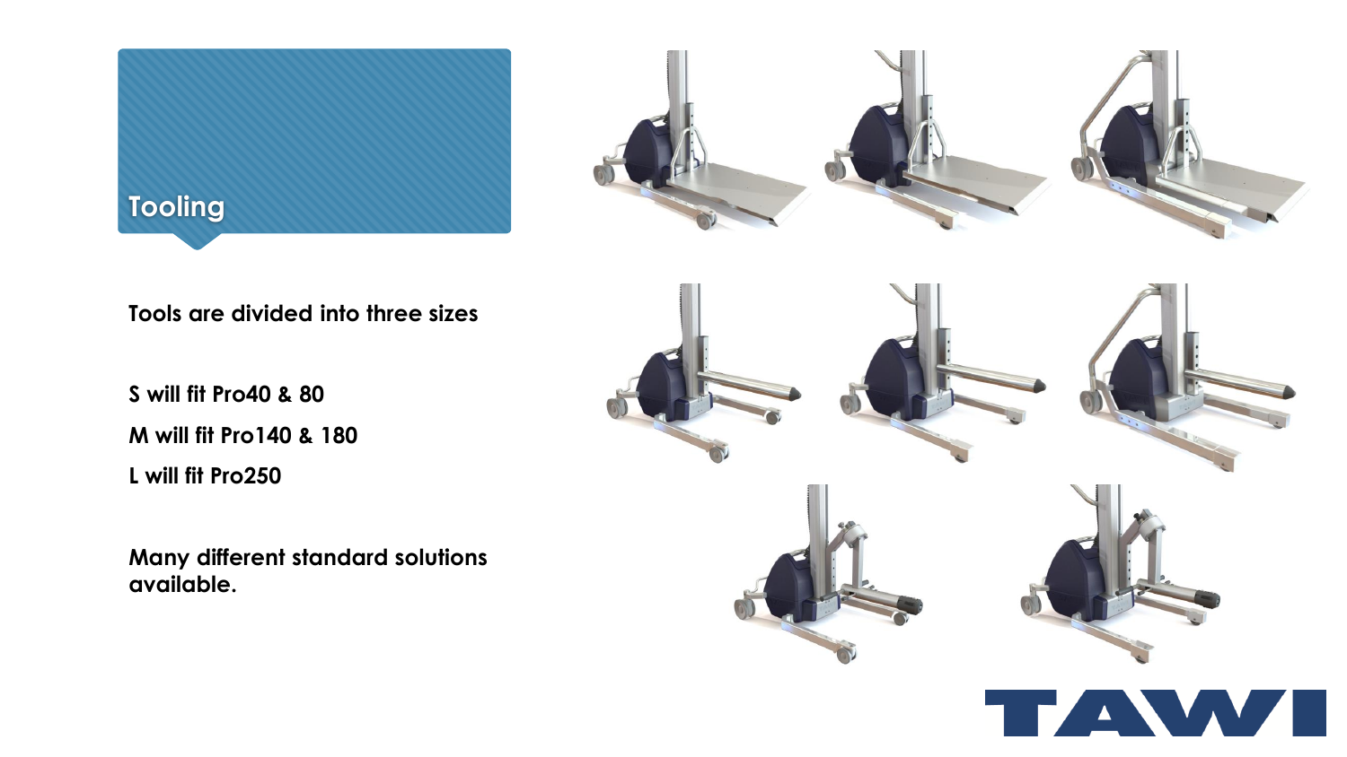# Tooling

**Tools are divided into three sizes**

**S will fit Pro40 & 80**

**M will fit Pro140 & 180**

**L will fit Pro250**

**Many different standard solutions available.**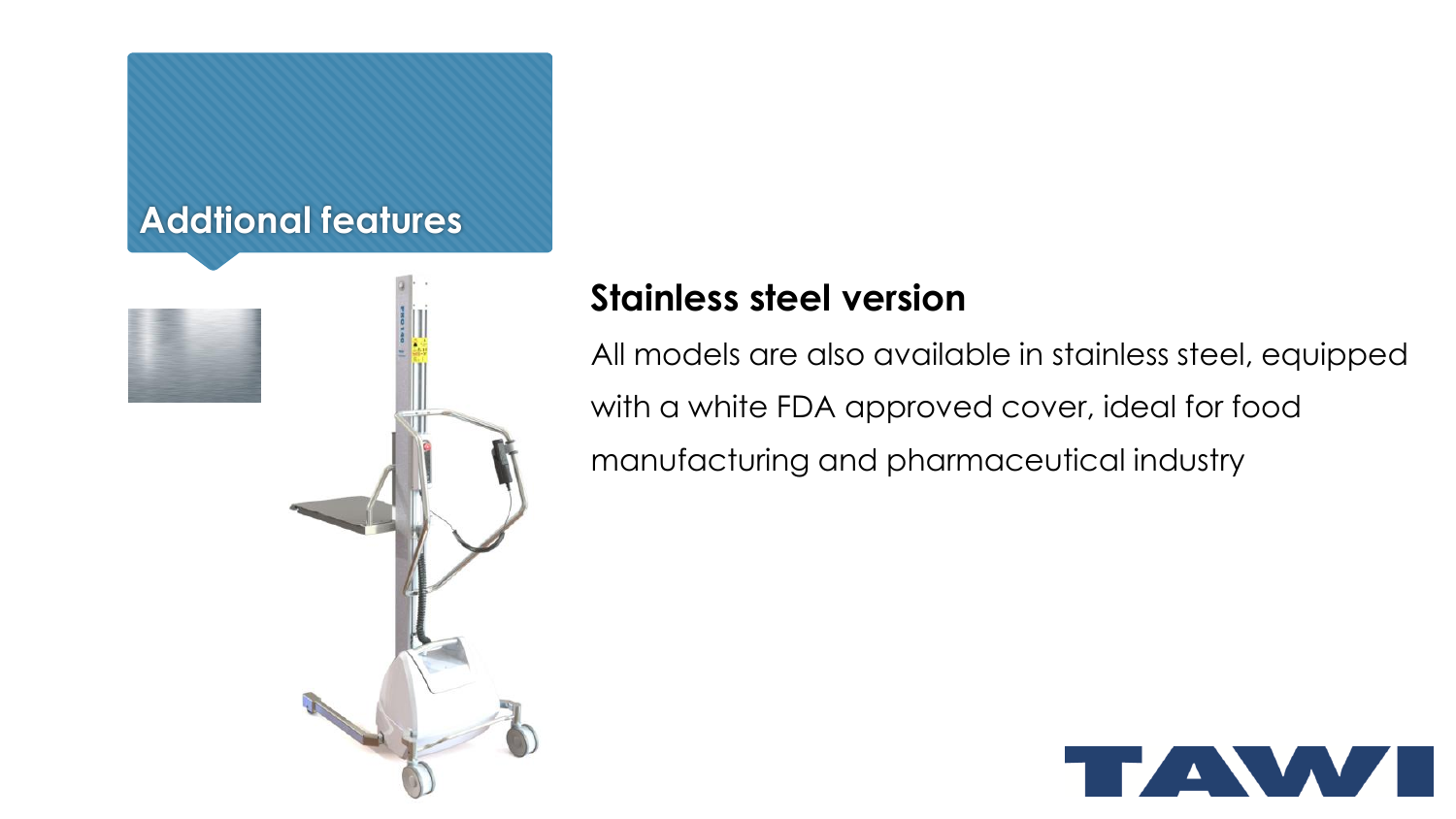# Addtional features

## Stainless steel version

All models are also available in stainless steel, equipped with a white FDA approved cover, ideal for food manufacturing and pharmaceutical industry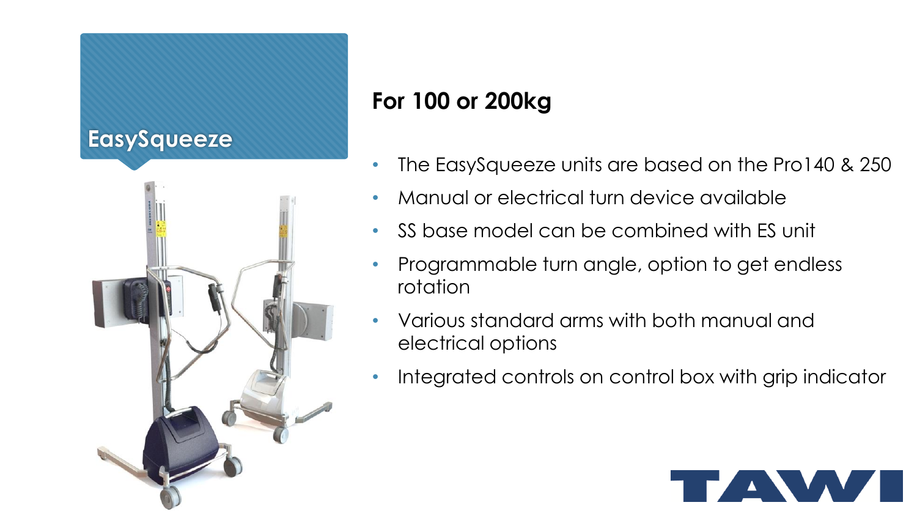## EasySqueeze

**For 100 or 200kg**

- The EasySqueeze units are based on the Pro140 & 250
- Manual or electrical turn device available
- SS base model can be combined with ES unit
- Programmable turn angle, option to get endless rotation
- Various standard arms with both manual and electrical options
- Integrated controls on control box with grip indicator

TAWI